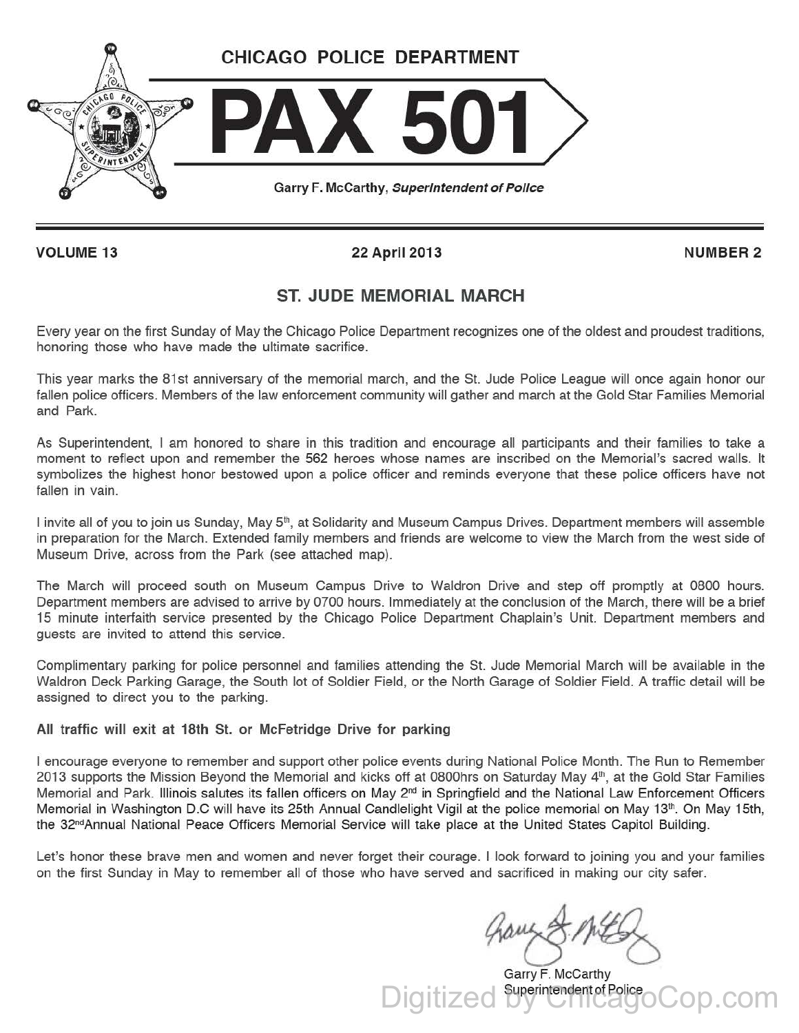CHICAGO POLICE DEPARTMENT

# PAX 501

Garry F. McCarthy, *Superintendent of Police*

**VOLUME 13** **22 April 2013** **NUMBER 2**

## ST. JUDE MEMORIAL MARCH

Every year on the first Sunday of May the Chicago Police Department recognizes one of the oldest and proudest traditions, honoring those who have made the ultimate sacrifice.

This year marks the 81st anniversary of the memorial march, and the St. Jude Police League will once again honor our fallen police officers. Members of the law enforcement community will gather and march at the Gold Star Families Memorial and Park.

As Superintendent, I am honored to share in this tradition and encourage all participants and their families to take a moment to reflect upon and remember the 562 heroes whose names are inscribed on the Memorial's sacred walls. It symbolizes the highest honor bestowed upon a police officer and reminds everyone that these police officers have not fallen in vain.

I invite all of you to join us Sunday, May 5th, at Solidarity and Museum Campus Drives. Department members will assemble in preparation for the March. Extended family members and friends are welcome to view the March from the west side of Museum Drive, across from the Park (see attached map).

The March will proceed south on Museum Campus Drive to Waldron Drive and step off promptly at 0800 hours. Department members are advised to arrive by 0700 hours. Immediately at the conclusion of the March, there will be a brief 15 minute interfaith service presented by the Chicago Police Department Chaplain's Unit. Department members and guests are invited to attend this service.

Complimentary parking for police personnel and families attending the St. Jude Memorial March will be available in the Waldron Deck Parking Garage, the South lot of Soldier Field, or the North Garage of Soldier Field. A traffic detail will be assigned to direct you to the parking.

**All traffic will exit at 18th St. or McFetridge Drive for parking**

I encourage everyone to remember and support other police events during National Police Month. The Run to Remember 2013 supports the Mission Beyond the Memorial and kicks off at 0800hrs on Saturday May 4th, at the Gold Star Families Memorial and Park. Illinois salutes its fallen officers on May 2nd in Springfield and the National Law Enforcement Officers Memorial in Washington D.C will have its 25th Annual Candlelight Vigil at the police memorial on May 13th. On May 15th, the 32nd Annual National Peace Officers Memorial Service will take place at the United States Capitol Building.

Let's honor these brave men and women and never forget their courage. I look forward to joining you and your families on the first Sunday in May to remember all of those who have served and sacrificed in making our city safer.

Garry F. McCarthy
Superintendent of Police

Digitized by ChicagoCop.com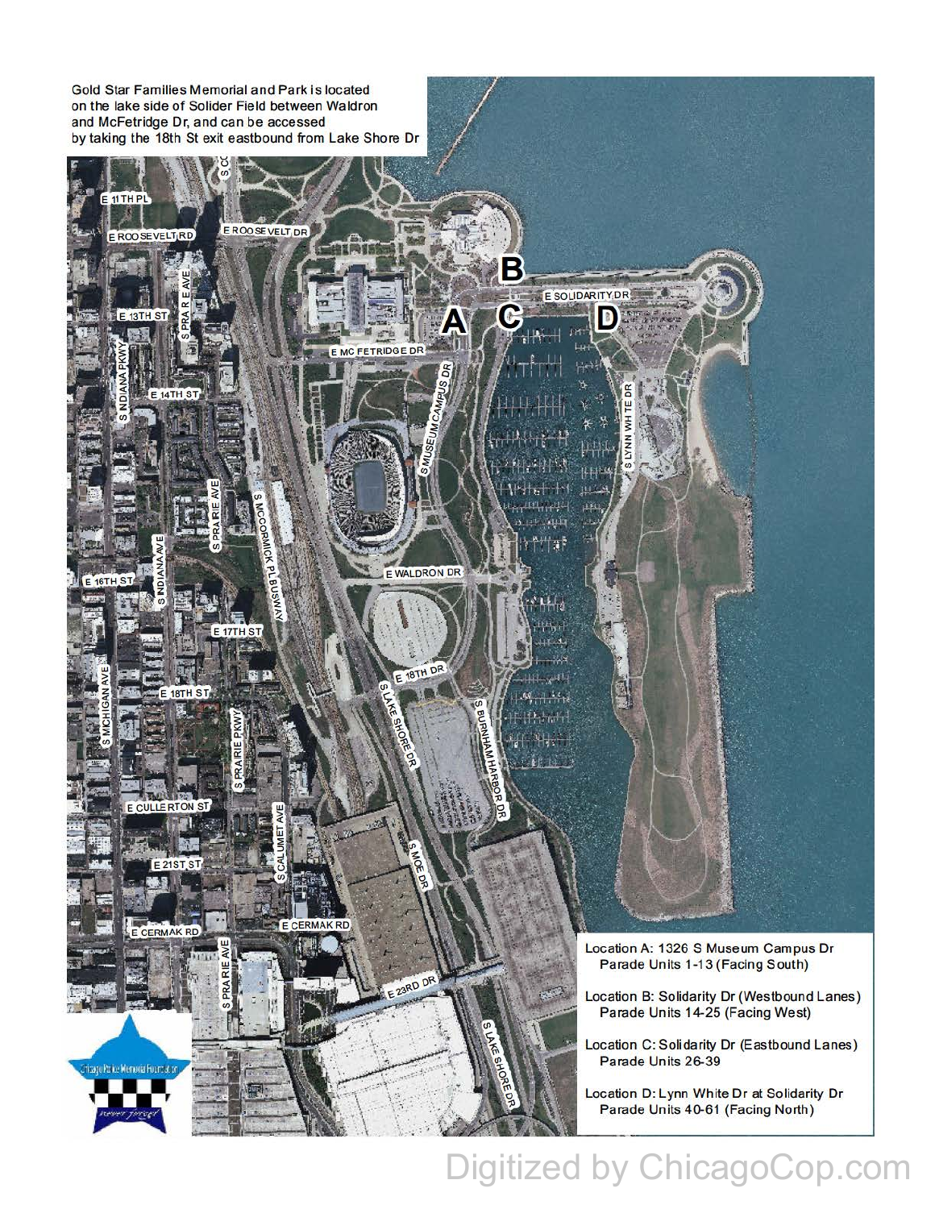Gold Star Families Memorial and Park is located on the lake side of Solider Field between Waldron and McFetridge Dr, and can be accessed by taking the 18th St exit eastbound from Lake Shore Dr

E 11TH PL

E ROOSEVELT RD

E ROOSEVELT DR

E 13TH ST

S PRAIRIE AVE

S INDIANA PKWY

E 14TH ST

E MC FETRIDGE DR

S MUSEUM CAMPUS DR

E SOLIDARITY DR

A

B

C

D

S LYNN WHITE DR

S PRAIRIE AVE

S MCCORMICK PL BUSWAY

E WALDRON DR

E 16TH ST

S INDIANA AVE

E 17TH ST

S MICHIGAN AVE

E 18TH ST

E 18TH DR

S LAKE SHORE DR

S BURNHAM HARBOR DR

S PRAIRIE PKWY

E CULLERTON ST

S CALUMET AVE

S MOE DR

E 21ST ST

E CERMAK RD

E CERMAK RD

S PRAIRIE AVE

E 23RD DR

S LAKE SHORE DR

Location A: 1326 S Museum Campus Dr
Parade Units 1-13 (Facing South)

Location B: Solidarity Dr (Westbound Lanes)
Parade Units 14-25 (Facing West)

Location C: Solidarity Dr (Eastbound Lanes)
Parade Units 26-39

Location D: Lynn White Dr at Solidarity Dr
Parade Units 40-61 (Facing North)

Chicago Police Memorial Foundation

Never Forget

Digitized by ChicagoCop.com